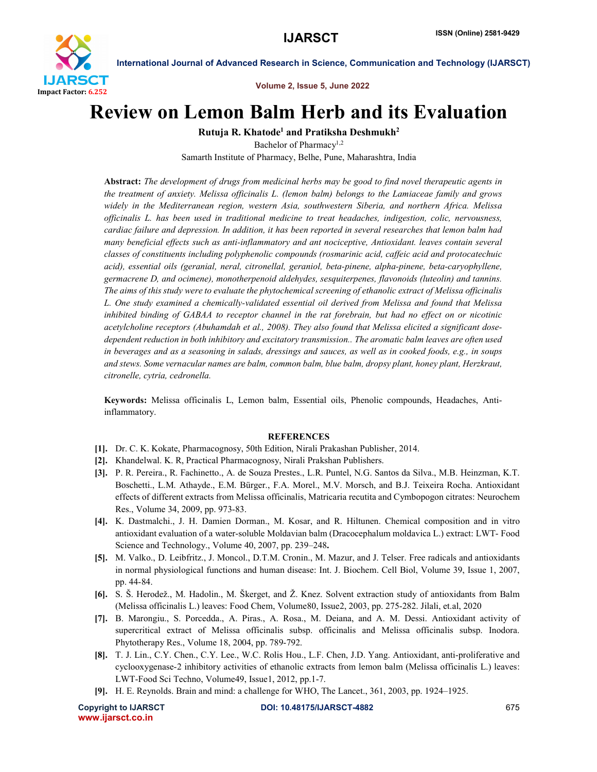# Review on Lemon Balm Herb and its Evaluation

**Rutuja R. Khatode[1] and Pratiksha Deshmukh[2]**

Bachelor of Pharmacy[1,2]

Samarth Institute of Pharmacy, Belhe, Pune, Maharashtra, India

**Abstract:** *The development of drugs from medicinal herbs may be good to find novel therapeutic agents in the treatment of anxiety. Melissa officinalis L. (lemon balm) belongs to the Lamiaceae family and grows widely in the Mediterranean region, western Asia, southwestern Siberia, and northern Africa. Melissa officinalis L. has been used in traditional medicine to treat headaches, indigestion, colic, nervousness, cardiac failure and depression. In addition, it has been reported in several researches that lemon balm had many beneficial effects such as anti-inflammatory and ant nociceptive, Antioxidant. leaves contain several classes of constituents including polyphenolic compounds (rosmarinic acid, caffeic acid and protocatechuic acid), essential oils (geranial, neral, citronellal, geraniol, beta-pinene, alpha-pinene, beta-caryophyllene, germacrene D, and ocimene), monotherpenoid aldehydes, sesquiterpenes, flavonoids (luteolin) and tannins. The aims of this study were to evaluate the phytochemical screening of ethanolic extract of Melissa officinalis L. One study examined a chemically-validated essential oil derived from Melissa and found that Melissa inhibited binding of GABAA to receptor channel in the rat forebrain, but had no effect on or nicotinic acetylcholine receptors (Abuhamdah et al., 2008). They also found that Melissa elicited a significant dose-dependent reduction in both inhibitory and excitatory transmission.. The aromatic balm leaves are often used in beverages and as a seasoning in salads, dressings and sauces, as well as in cooked foods, e.g., in soups and stews. Some vernacular names are balm, common balm, blue balm, dropsy plant, honey plant, Herzkraut, citronelle, cytria, cedronella.*

**Keywords:** Melissa officinalis L, Lemon balm, Essential oils, Phenolic compounds, Headaches, Anti-inflammatory.

## REFERENCES

- **[1].** Dr. C. K. Kokate, Pharmacognosy, 50th Edition, Nirali Prakashan Publisher, 2014.
- **[2].** Khandelwal. K. R, Practical Pharmacognosy, Nirali Prakshan Publishers.
- **[3].** P. R. Pereira., R. Fachinetto., A. de Souza Prestes., L.R. Puntel, N.G. Santos da Silva., M.B. Heinzman, K.T. Boschetti., L.M. Athayde., E.M. Bürger., F.A. Morel., M.V. Morsch, and B.J. Teixeira Rocha. Antioxidant effects of different extracts from Melissa officinalis, Matricaria recutita and Cymbopogon citrates: Neurochem Res., Volume 34, 2009, pp. 973-83.
- **[4].** K. Dastmalchi., J. H. Damien Dorman., M. Kosar, and R. Hiltunen. Chemical composition and in vitro antioxidant evaluation of a water-soluble Moldavian balm (Dracocephalum moldavica L.) extract: LWT- Food Science and Technology., Volume 40, 2007, pp. 239–248**.**
- **[5].** M. Valko., D. Leibfritz., J. Moncol., D.T.M. Cronin., M. Mazur, and J. Telser. Free radicals and antioxidants in normal physiological functions and human disease: Int. J. Biochem. Cell Biol, Volume 39, Issue 1, 2007, pp. 44-84.
- **[6].** S. Š. Herodež., M. Hadolin., M. Škerget, and Ž. Knez. Solvent extraction study of antioxidants from Balm (Melissa officinalis L.) leaves: Food Chem, Volume80, Issue2, 2003, pp. 275-282. Jilali, et.al, 2020
- **[7].** B. Marongiu., S. Porcedda., A. Piras., A. Rosa., M. Deiana, and A. M. Dessi. Antioxidant activity of supercritical extract of Melissa officinalis subsp. officinalis and Melissa officinalis subsp. Inodora. Phytotherapy Res., Volume 18, 2004, pp. 789-792.
- **[8].** T. J. Lin., C.Y. Chen., C.Y. Lee., W.C. Rolis Hou., L.F. Chen, J.D. Yang. Antioxidant, anti-proliferative and cyclooxygenase-2 inhibitory activities of ethanolic extracts from lemon balm (Melissa officinalis L.) leaves: LWT-Food Sci Techno, Volume49, Issue1, 2012, pp.1-7.
- **[9].** H. E. Reynolds. Brain and mind: a challenge for WHO, The Lancet., 361, 2003, pp. 1924–1925.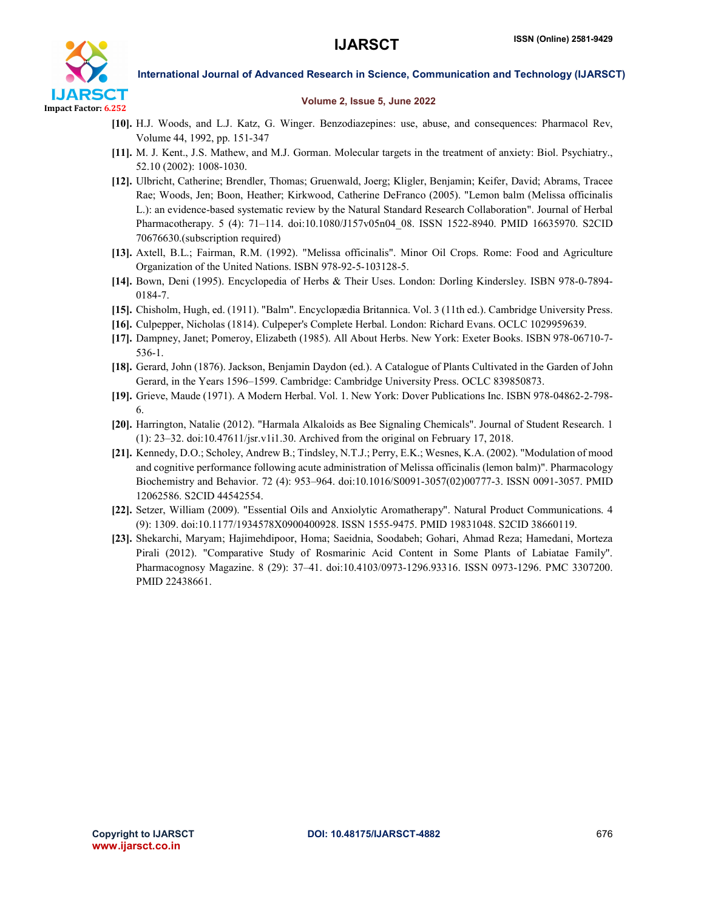[10]. H.J. Woods, and L.J. Katz, G. Winger. Benzodiazepines: use, abuse, and consequences: Pharmacol Rev, Volume 44, 1992, pp. 151-347

[11]. M. J. Kent., J.S. Mathew, and M.J. Gorman. Molecular targets in the treatment of anxiety: Biol. Psychiatry., 52.10 (2002): 1008-1030.

[12]. Ulbricht, Catherine; Brendler, Thomas; Gruenwald, Joerg; Kligler, Benjamin; Keifer, David; Abrams, Tracee Rae; Woods, Jen; Boon, Heather; Kirkwood, Catherine DeFranco (2005). "Lemon balm (Melissa officinalis L.): an evidence-based systematic review by the Natural Standard Research Collaboration". Journal of Herbal Pharmacotherapy. 5 (4): 71–114. doi:10.1080/J157v05n04_08. ISSN 1522-8940. PMID 16635970. S2CID 70676630.(subscription required)

[13]. Axtell, B.L.; Fairman, R.M. (1992). "Melissa officinalis". Minor Oil Crops. Rome: Food and Agriculture Organization of the United Nations. ISBN 978-92-5-103128-5.

[14]. Bown, Deni (1995). Encyclopedia of Herbs & Their Uses. London: Dorling Kindersley. ISBN 978-0-7894-0184-7.

[15]. Chisholm, Hugh, ed. (1911). "Balm". Encyclopædia Britannica. Vol. 3 (11th ed.). Cambridge University Press.

[16]. Culpepper, Nicholas (1814). Culpeper's Complete Herbal. London: Richard Evans. OCLC 1029959639.

[17]. Dampney, Janet; Pomeroy, Elizabeth (1985). All About Herbs. New York: Exeter Books. ISBN 978-06710-7-536-1.

[18]. Gerard, John (1876). Jackson, Benjamin Daydon (ed.). A Catalogue of Plants Cultivated in the Garden of John Gerard, in the Years 1596–1599. Cambridge: Cambridge University Press. OCLC 839850873.

[19]. Grieve, Maude (1971). A Modern Herbal. Vol. 1. New York: Dover Publications Inc. ISBN 978-04862-2-798-6.

[20]. Harrington, Natalie (2012). "Harmala Alkaloids as Bee Signaling Chemicals". Journal of Student Research. 1 (1): 23–32. doi:10.47611/jsr.v1i1.30. Archived from the original on February 17, 2018.

[21]. Kennedy, D.O.; Scholey, Andrew B.; Tindsley, N.T.J.; Perry, E.K.; Wesnes, K.A. (2002). "Modulation of mood and cognitive performance following acute administration of Melissa officinalis (lemon balm)". Pharmacology Biochemistry and Behavior. 72 (4): 953–964. doi:10.1016/S0091-3057(02)00777-3. ISSN 0091-3057. PMID 12062586. S2CID 44542554.

[22]. Setzer, William (2009). "Essential Oils and Anxiolytic Aromatherapy". Natural Product Communications. 4 (9): 1309. doi:10.1177/1934578X0900400928. ISSN 1555-9475. PMID 19831048. S2CID 38660119.

[23]. Shekarchi, Maryam; Hajimehdipoor, Homa; Saeidnia, Soodabeh; Gohari, Ahmad Reza; Hamedani, Morteza Pirali (2012). "Comparative Study of Rosmarinic Acid Content in Some Plants of Labiatae Family". Pharmacognosy Magazine. 8 (29): 37–41. doi:10.4103/0973-1296.93316. ISSN 0973-1296. PMC 3307200. PMID 22438661.